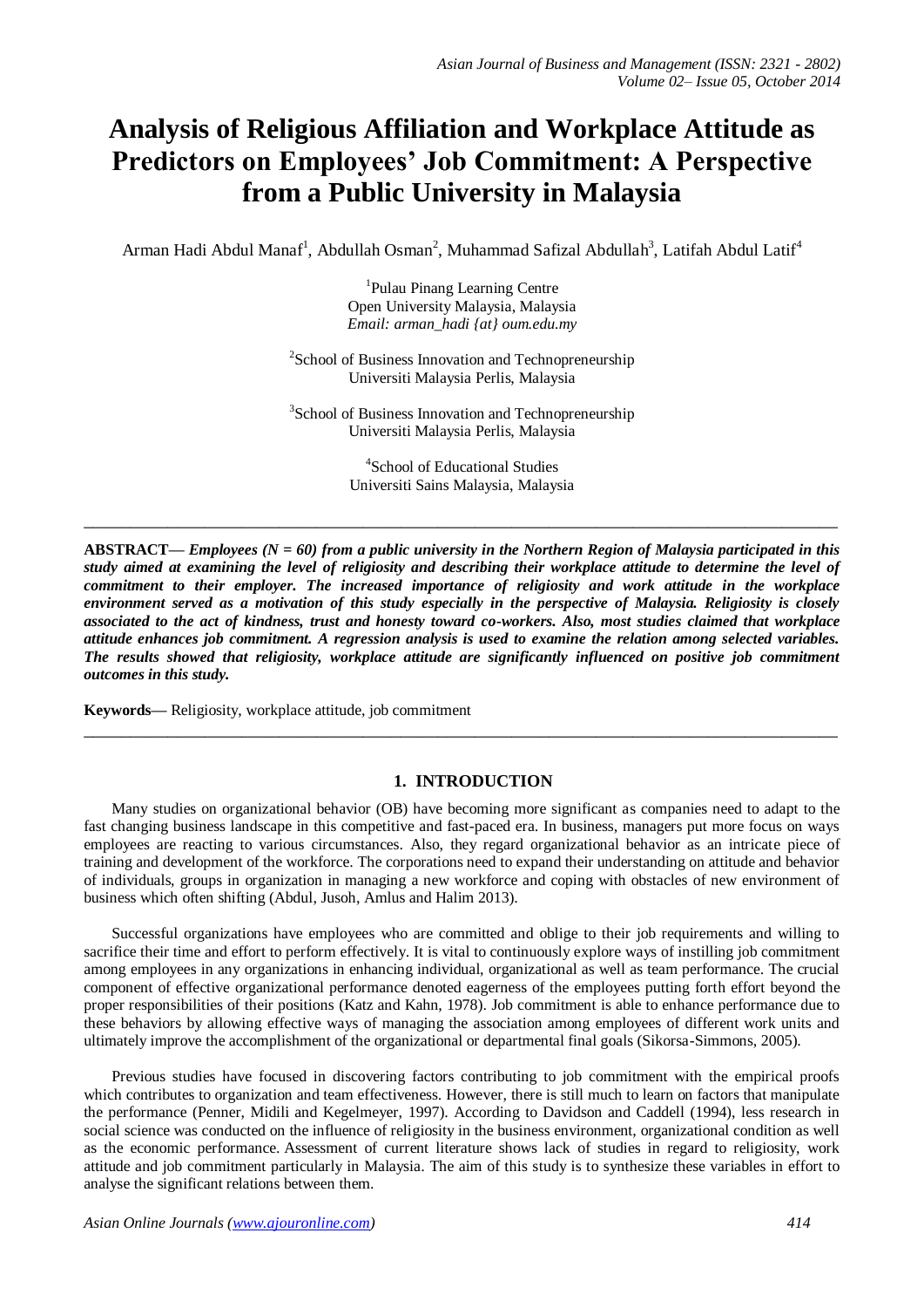# Analysis of Religious Affiliation and Workplace Attitude as Predictors on Employees' Job Commitment: A Perspective from a Public University in Malaysia

Arman Hadi Abdul Manaf[1], Abdullah Osman[2], Muhammad Safizal Abdullah[3], Latifah Abdul Latif[4]

[1]Pulau Pinang Learning Centre
Open University Malaysia, Malaysia
*Email: arman_hadi {at} oum.edu.my*

[2]School of Business Innovation and Technopreneurship
Universiti Malaysia Perlis, Malaysia

[3]School of Business Innovation and Technopreneurship
Universiti Malaysia Perlis, Malaysia

[4]School of Educational Studies
Universiti Sains Malaysia, Malaysia

---

**ABSTRACT—** ***Employees (N = 60) from a public university in the Northern Region of Malaysia participated in this study aimed at examining the level of religiosity and describing their workplace attitude to determine the level of commitment to their employer. The increased importance of religiosity and work attitude in the workplace environment served as a motivation of this study especially in the perspective of Malaysia. Religiosity is closely associated to the act of kindness, trust and honesty toward co-workers. Also, most studies claimed that workplace attitude enhances job commitment. A regression analysis is used to examine the relation among selected variables. The results showed that religiosity, workplace attitude are significantly influenced on positive job commitment outcomes in this study.***

**Keywords—** Religiosity, workplace attitude, job commitment

---

## 1. INTRODUCTION

Many studies on organizational behavior (OB) have becoming more significant as companies need to adapt to the fast changing business landscape in this competitive and fast-paced era. In business, managers put more focus on ways employees are reacting to various circumstances. Also, they regard organizational behavior as an intricate piece of training and development of the workforce. The corporations need to expand their understanding on attitude and behavior of individuals, groups in organization in managing a new workforce and coping with obstacles of new environment of business which often shifting (Abdul, Jusoh, Amlus and Halim 2013).

Successful organizations have employees who are committed and oblige to their job requirements and willing to sacrifice their time and effort to perform effectively. It is vital to continuously explore ways of instilling job commitment among employees in any organizations in enhancing individual, organizational as well as team performance. The crucial component of effective organizational performance denoted eagerness of the employees putting forth effort beyond the proper responsibilities of their positions (Katz and Kahn, 1978). Job commitment is able to enhance performance due to these behaviors by allowing effective ways of managing the association among employees of different work units and ultimately improve the accomplishment of the organizational or departmental final goals (Sikorsa-Simmons, 2005).

Previous studies have focused in discovering factors contributing to job commitment with the empirical proofs which contributes to organization and team effectiveness. However, there is still much to learn on factors that manipulate the performance (Penner, Midili and Kegelmeyer, 1997). According to Davidson and Caddell (1994), less research in social science was conducted on the influence of religiosity in the business environment, organizational condition as well as the economic performance. Assessment of current literature shows lack of studies in regard to religiosity, work attitude and job commitment particularly in Malaysia. The aim of this study is to synthesize these variables in effort to analyse the significant relations between them.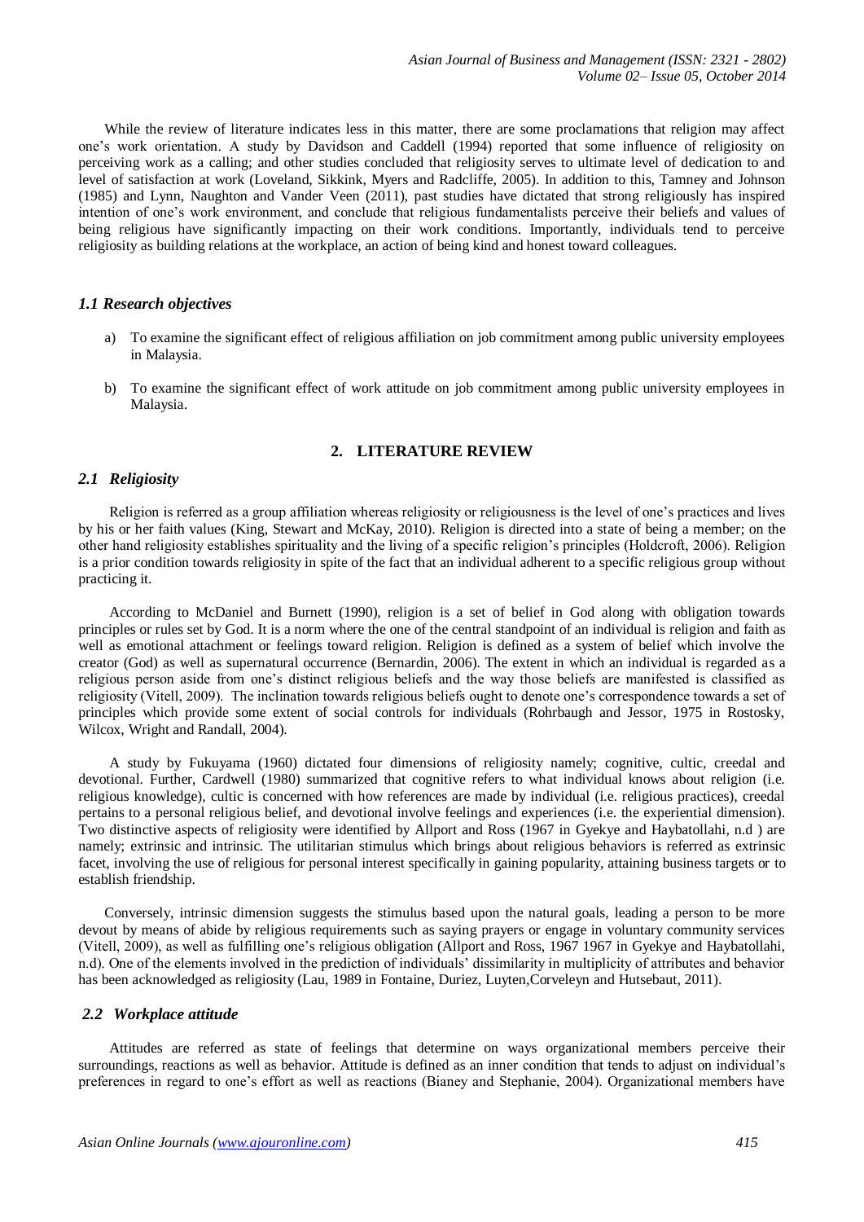While the review of literature indicates less in this matter, there are some proclamations that religion may affect one's work orientation. A study by Davidson and Caddell (1994) reported that some influence of religiosity on perceiving work as a calling; and other studies concluded that religiosity serves to ultimate level of dedication to and level of satisfaction at work (Loveland, Sikkink, Myers and Radcliffe, 2005). In addition to this, Tamney and Johnson (1985) and Lynn, Naughton and Vander Veen (2011), past studies have dictated that strong religiously has inspired intention of one's work environment, and conclude that religious fundamentalists perceive their beliefs and values of being religious have significantly impacting on their work conditions. Importantly, individuals tend to perceive religiosity as building relations at the workplace, an action of being kind and honest toward colleagues.

### *1.1 Research objectives*

a) To examine the significant effect of religious affiliation on job commitment among public university employees in Malaysia.

b) To examine the significant effect of work attitude on job commitment among public university employees in Malaysia.

## 2. LITERATURE REVIEW

### *2.1 Religiosity*

Religion is referred as a group affiliation whereas religiosity or religiousness is the level of one's practices and lives by his or her faith values (King, Stewart and McKay, 2010). Religion is directed into a state of being a member; on the other hand religiosity establishes spirituality and the living of a specific religion's principles (Holdcroft, 2006). Religion is a prior condition towards religiosity in spite of the fact that an individual adherent to a specific religious group without practicing it.

According to McDaniel and Burnett (1990), religion is a set of belief in God along with obligation towards principles or rules set by God. It is a norm where the one of the central standpoint of an individual is religion and faith as well as emotional attachment or feelings toward religion. Religion is defined as a system of belief which involve the creator (God) as well as supernatural occurrence (Bernardin, 2006). The extent in which an individual is regarded as a religious person aside from one's distinct religious beliefs and the way those beliefs are manifested is classified as religiosity (Vitell, 2009). The inclination towards religious beliefs ought to denote one's correspondence towards a set of principles which provide some extent of social controls for individuals (Rohrbaugh and Jessor, 1975 in Rostosky, Wilcox, Wright and Randall, 2004).

A study by Fukuyama (1960) dictated four dimensions of religiosity namely; cognitive, cultic, creedal and devotional. Further, Cardwell (1980) summarized that cognitive refers to what individual knows about religion (i.e. religious knowledge), cultic is concerned with how references are made by individual (i.e. religious practices), creedal pertains to a personal religious belief, and devotional involve feelings and experiences (i.e. the experiential dimension). Two distinctive aspects of religiosity were identified by Allport and Ross (1967 in Gyekye and Haybatollahi, n.d ) are namely; extrinsic and intrinsic. The utilitarian stimulus which brings about religious behaviors is referred as extrinsic facet, involving the use of religious for personal interest specifically in gaining popularity, attaining business targets or to establish friendship.

Conversely, intrinsic dimension suggests the stimulus based upon the natural goals, leading a person to be more devout by means of abide by religious requirements such as saying prayers or engage in voluntary community services (Vitell, 2009), as well as fulfilling one's religious obligation (Allport and Ross, 1967 1967 in Gyekye and Haybatollahi, n.d). One of the elements involved in the prediction of individuals' dissimilarity in multiplicity of attributes and behavior has been acknowledged as religiosity (Lau, 1989 in Fontaine, Duriez, Luyten,Corveleyn and Hutsebaut, 2011).

### *2.2 Workplace attitude*

Attitudes are referred as state of feelings that determine on ways organizational members perceive their surroundings, reactions as well as behavior. Attitude is defined as an inner condition that tends to adjust on individual's preferences in regard to one's effort as well as reactions (Bianey and Stephanie, 2004). Organizational members have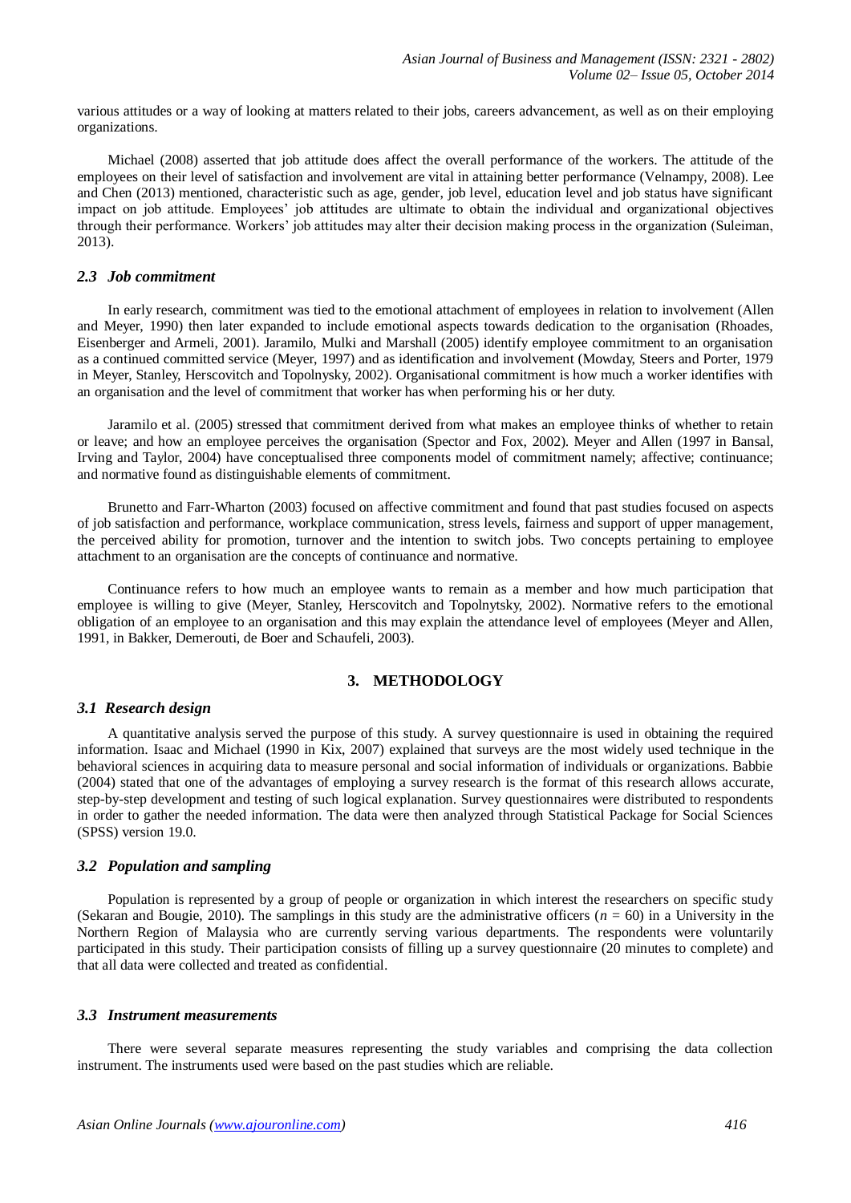various attitudes or a way of looking at matters related to their jobs, careers advancement, as well as on their employing organizations.

Michael (2008) asserted that job attitude does affect the overall performance of the workers. The attitude of the employees on their level of satisfaction and involvement are vital in attaining better performance (Velnampy, 2008). Lee and Chen (2013) mentioned, characteristic such as age, gender, job level, education level and job status have significant impact on job attitude. Employees' job attitudes are ultimate to obtain the individual and organizational objectives through their performance. Workers' job attitudes may alter their decision making process in the organization (Suleiman, 2013).

### *2.3 Job commitment*

In early research, commitment was tied to the emotional attachment of employees in relation to involvement (Allen and Meyer, 1990) then later expanded to include emotional aspects towards dedication to the organisation (Rhoades, Eisenberger and Armeli, 2001). Jaramilo, Mulki and Marshall (2005) identify employee commitment to an organisation as a continued committed service (Meyer, 1997) and as identification and involvement (Mowday, Steers and Porter, 1979 in Meyer, Stanley, Herscovitch and Topolnysky, 2002). Organisational commitment is how much a worker identifies with an organisation and the level of commitment that worker has when performing his or her duty.

Jaramilo et al. (2005) stressed that commitment derived from what makes an employee thinks of whether to retain or leave; and how an employee perceives the organisation (Spector and Fox, 2002). Meyer and Allen (1997 in Bansal, Irving and Taylor, 2004) have conceptualised three components model of commitment namely; affective; continuance; and normative found as distinguishable elements of commitment.

Brunetto and Farr-Wharton (2003) focused on affective commitment and found that past studies focused on aspects of job satisfaction and performance, workplace communication, stress levels, fairness and support of upper management, the perceived ability for promotion, turnover and the intention to switch jobs. Two concepts pertaining to employee attachment to an organisation are the concepts of continuance and normative.

Continuance refers to how much an employee wants to remain as a member and how much participation that employee is willing to give (Meyer, Stanley, Herscovitch and Topolnytsky, 2002). Normative refers to the emotional obligation of an employee to an organisation and this may explain the attendance level of employees (Meyer and Allen, 1991, in Bakker, Demerouti, de Boer and Schaufeli, 2003).

## 3. METHODOLOGY

### *3.1 Research design*

A quantitative analysis served the purpose of this study. A survey questionnaire is used in obtaining the required information. Isaac and Michael (1990 in Kix, 2007) explained that surveys are the most widely used technique in the behavioral sciences in acquiring data to measure personal and social information of individuals or organizations. Babbie (2004) stated that one of the advantages of employing a survey research is the format of this research allows accurate, step-by-step development and testing of such logical explanation. Survey questionnaires were distributed to respondents in order to gather the needed information. The data were then analyzed through Statistical Package for Social Sciences (SPSS) version 19.0.

### *3.2 Population and sampling*

Population is represented by a group of people or organization in which interest the researchers on specific study (Sekaran and Bougie, 2010). The samplings in this study are the administrative officers ($n$ = 60) in a University in the Northern Region of Malaysia who are currently serving various departments. The respondents were voluntarily participated in this study. Their participation consists of filling up a survey questionnaire (20 minutes to complete) and that all data were collected and treated as confidential.

### *3.3 Instrument measurements*

There were several separate measures representing the study variables and comprising the data collection instrument. The instruments used were based on the past studies which are reliable.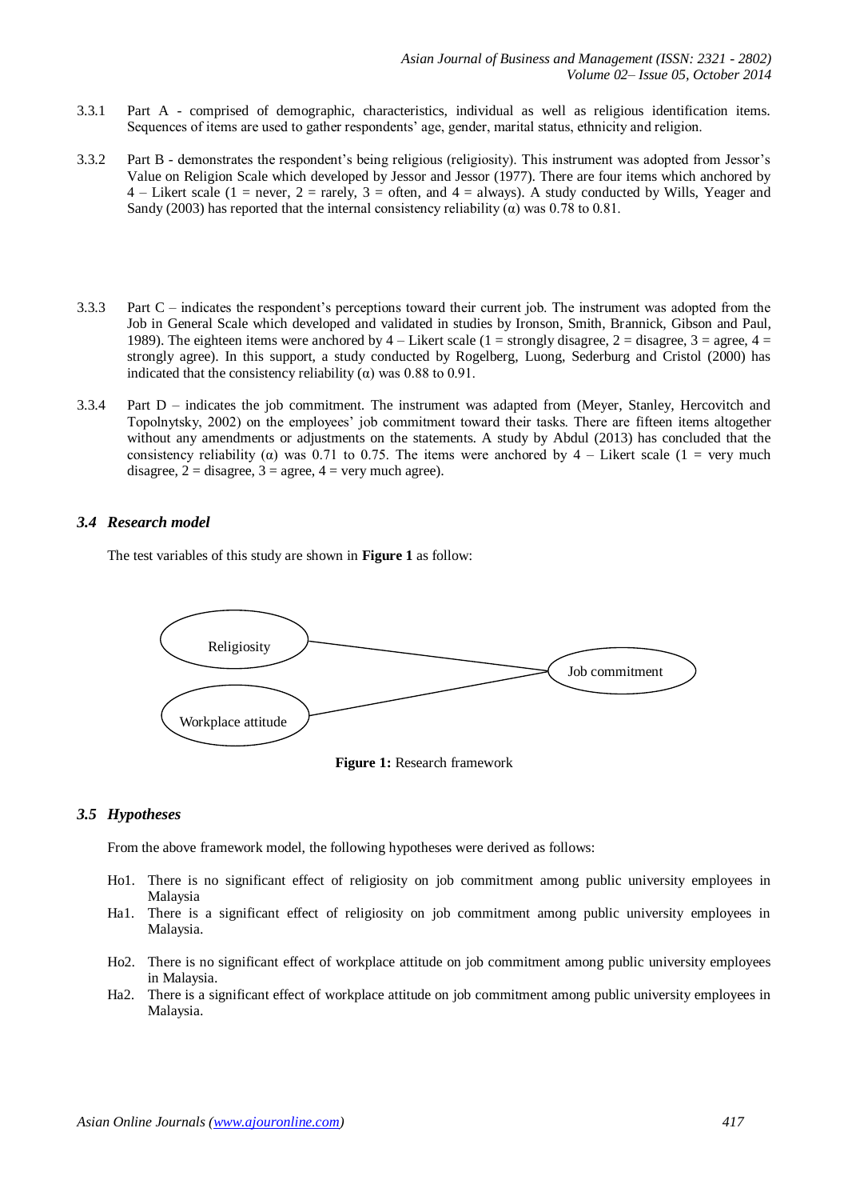3.3.1 Part A - comprised of demographic, characteristics, individual as well as religious identification items. Sequences of items are used to gather respondents' age, gender, marital status, ethnicity and religion.

3.3.2 Part B - demonstrates the respondent's being religious (religiosity). This instrument was adopted from Jessor's Value on Religion Scale which developed by Jessor and Jessor (1977). There are four items which anchored by 4 – Likert scale (1 = never, 2 = rarely, 3 = often, and 4 = always). A study conducted by Wills, Yeager and Sandy (2003) has reported that the internal consistency reliability (α) was 0.78 to 0.81.

3.3.3 Part C – indicates the respondent's perceptions toward their current job. The instrument was adopted from the Job in General Scale which developed and validated in studies by Ironson, Smith, Brannick, Gibson and Paul, 1989). The eighteen items were anchored by 4 – Likert scale (1 = strongly disagree, 2 = disagree, 3 = agree, 4 = strongly agree). In this support, a study conducted by Rogelberg, Luong, Sederburg and Cristol (2000) has indicated that the consistency reliability (α) was 0.88 to 0.91.

3.3.4 Part D – indicates the job commitment. The instrument was adapted from (Meyer, Stanley, Hercovitch and Topolnytsky, 2002) on the employees' job commitment toward their tasks. There are fifteen items altogether without any amendments or adjustments on the statements. A study by Abdul (2013) has concluded that the consistency reliability (α) was 0.71 to 0.75. The items were anchored by 4 – Likert scale (1 = very much disagree, 2 = disagree, 3 = agree, 4 = very much agree).

### *3.4 Research model*

The test variables of this study are shown in **Figure 1** as follow:

Religiosity → Job commitment

Workplace attitude → Job commitment

**Figure 1:** Research framework

### *3.5 Hypotheses*

From the above framework model, the following hypotheses were derived as follows:

Ho1. There is no significant effect of religiosity on job commitment among public university employees in Malaysia

Ha1. There is a significant effect of religiosity on job commitment among public university employees in Malaysia.

Ho2. There is no significant effect of workplace attitude on job commitment among public university employees in Malaysia.

Ha2. There is a significant effect of workplace attitude on job commitment among public university employees in Malaysia.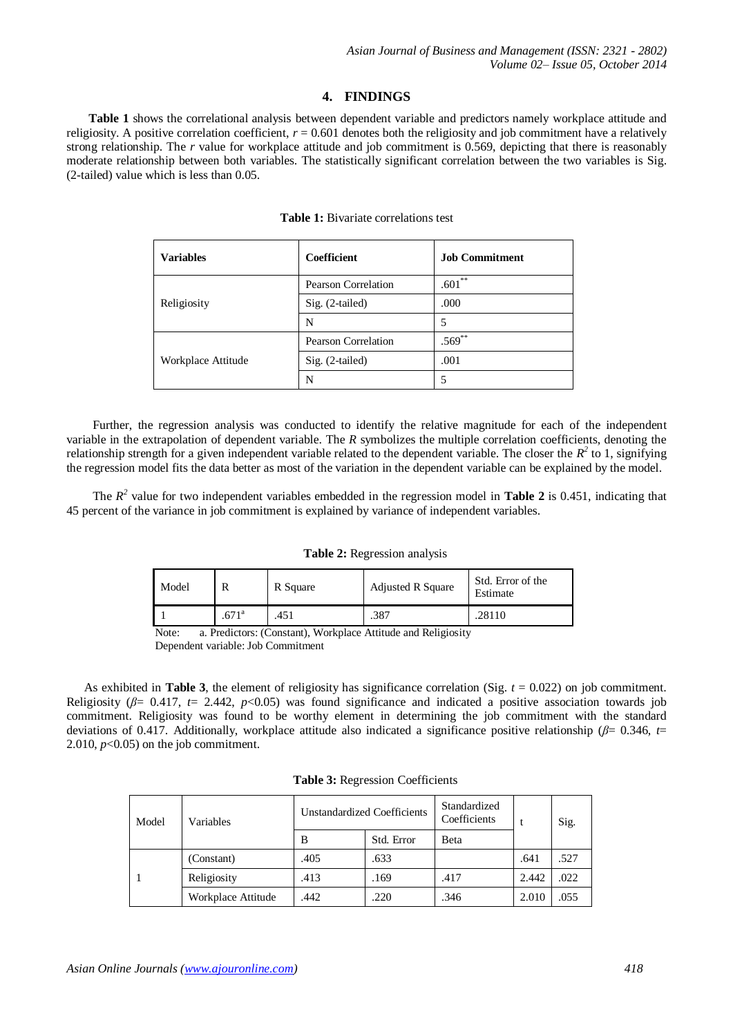## 4. FINDINGS

**Table 1** shows the correlational analysis between dependent variable and predictors namely workplace attitude and religiosity. A positive correlation coefficient, $r = 0.601$ denotes both the religiosity and job commitment have a relatively strong relationship. The $r$ value for workplace attitude and job commitment is 0.569, depicting that there is reasonably moderate relationship between both variables. The statistically significant correlation between the two variables is Sig. (2-tailed) value which is less than 0.05.

**Table 1:** Bivariate correlations test

| Variables | Coefficient | Job Commitment |
|---|---|---|
| Religiosity | Pearson Correlation | .601** |
| | Sig. (2-tailed) | .000 |
| | N | 5 |
| Workplace Attitude | Pearson Correlation | .569** |
| | Sig. (2-tailed) | .001 |
| | N | 5 |

Further, the regression analysis was conducted to identify the relative magnitude for each of the independent variable in the extrapolation of dependent variable. The $R$ symbolizes the multiple correlation coefficients, denoting the relationship strength for a given independent variable related to the dependent variable. The closer the $R^2$ to 1, signifying the regression model fits the data better as most of the variation in the dependent variable can be explained by the model.

The $R^2$ value for two independent variables embedded in the regression model in **Table 2** is 0.451, indicating that 45 percent of the variance in job commitment is explained by variance of independent variables.

**Table 2:** Regression analysis

| Model | R | R Square | Adjusted R Square | Std. Error of the Estimate |
|---|---|---|---|---|
| 1 | .671[a] | .451 | .387 | .28110 |

Note: a. Predictors: (Constant), Workplace Attitude and Religiosity
Dependent variable: Job Commitment

As exhibited in **Table 3**, the element of religiosity has significance correlation (Sig. $t = 0.022$) on job commitment. Religiosity ($\beta = 0.417$, $t = 2.442$, $p<0.05$) was found significance and indicated a positive association towards job commitment. Religiosity was found to be worthy element in determining the job commitment with the standard deviations of 0.417. Additionally, workplace attitude also indicated a significance positive relationship ($\beta = 0.346$, $t = 2.010$, $p<0.05$) on the job commitment.

**Table 3:** Regression Coefficients

| Model | Variables | Unstandardized Coefficients | | Standardized Coefficients | t | Sig. |
|---|---|---|---|---|---|---|
| | | B | Std. Error | Beta | | |
| 1 | (Constant) | .405 | .633 | | .641 | .527 |
| | Religiosity | .413 | .169 | .417 | 2.442 | .022 |
| | Workplace Attitude | .442 | .220 | .346 | 2.010 | .055 |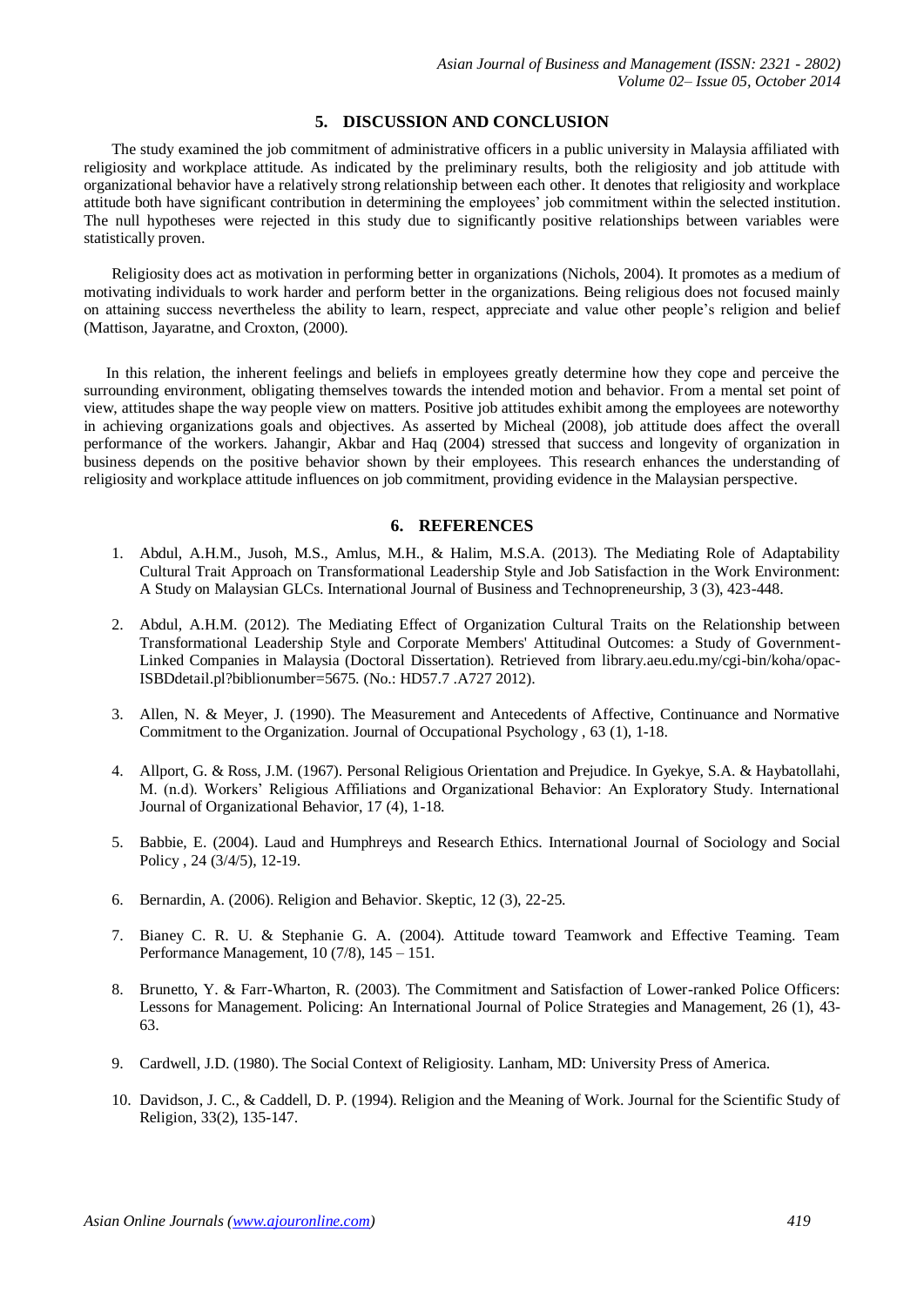## 5. DISCUSSION AND CONCLUSION

The study examined the job commitment of administrative officers in a public university in Malaysia affiliated with religiosity and workplace attitude. As indicated by the preliminary results, both the religiosity and job attitude with organizational behavior have a relatively strong relationship between each other. It denotes that religiosity and workplace attitude both have significant contribution in determining the employees' job commitment within the selected institution. The null hypotheses were rejected in this study due to significantly positive relationships between variables were statistically proven.

Religiosity does act as motivation in performing better in organizations (Nichols, 2004). It promotes as a medium of motivating individuals to work harder and perform better in the organizations. Being religious does not focused mainly on attaining success nevertheless the ability to learn, respect, appreciate and value other people's religion and belief (Mattison, Jayaratne, and Croxton, (2000).

In this relation, the inherent feelings and beliefs in employees greatly determine how they cope and perceive the surrounding environment, obligating themselves towards the intended motion and behavior. From a mental set point of view, attitudes shape the way people view on matters. Positive job attitudes exhibit among the employees are noteworthy in achieving organizations goals and objectives. As asserted by Micheal (2008), job attitude does affect the overall performance of the workers. Jahangir, Akbar and Haq (2004) stressed that success and longevity of organization in business depends on the positive behavior shown by their employees. This research enhances the understanding of religiosity and workplace attitude influences on job commitment, providing evidence in the Malaysian perspective.

## 6. REFERENCES

1. Abdul, A.H.M., Jusoh, M.S., Amlus, M.H., & Halim, M.S.A. (2013). The Mediating Role of Adaptability Cultural Trait Approach on Transformational Leadership Style and Job Satisfaction in the Work Environment: A Study on Malaysian GLCs. International Journal of Business and Technopreneurship, 3 (3), 423-448.

2. Abdul, A.H.M. (2012). The Mediating Effect of Organization Cultural Traits on the Relationship between Transformational Leadership Style and Corporate Members' Attitudinal Outcomes: a Study of Government-Linked Companies in Malaysia (Doctoral Dissertation). Retrieved from library.aeu.edu.my/cgi-bin/koha/opac-ISBDdetail.pl?biblionumber=5675. (No.: HD57.7 .A727 2012).

3. Allen, N. & Meyer, J. (1990). The Measurement and Antecedents of Affective, Continuance and Normative Commitment to the Organization. Journal of Occupational Psychology , 63 (1), 1-18.

4. Allport, G. & Ross, J.M. (1967). Personal Religious Orientation and Prejudice. In Gyekye, S.A. & Haybatollahi, M. (n.d). Workers' Religious Affiliations and Organizational Behavior: An Exploratory Study. International Journal of Organizational Behavior, 17 (4), 1-18.

5. Babbie, E. (2004). Laud and Humphreys and Research Ethics. International Journal of Sociology and Social Policy , 24 (3/4/5), 12-19.

6. Bernardin, A. (2006). Religion and Behavior. Skeptic, 12 (3), 22-25.

7. Bianey C. R. U. & Stephanie G. A. (2004). Attitude toward Teamwork and Effective Teaming. Team Performance Management, 10 (7/8), 145 – 151.

8. Brunetto, Y. & Farr-Wharton, R. (2003). The Commitment and Satisfaction of Lower-ranked Police Officers: Lessons for Management. Policing: An International Journal of Police Strategies and Management, 26 (1), 43-63.

9. Cardwell, J.D. (1980). The Social Context of Religiosity. Lanham, MD: University Press of America.

10. Davidson, J. C., & Caddell, D. P. (1994). Religion and the Meaning of Work. Journal for the Scientific Study of Religion, 33(2), 135-147.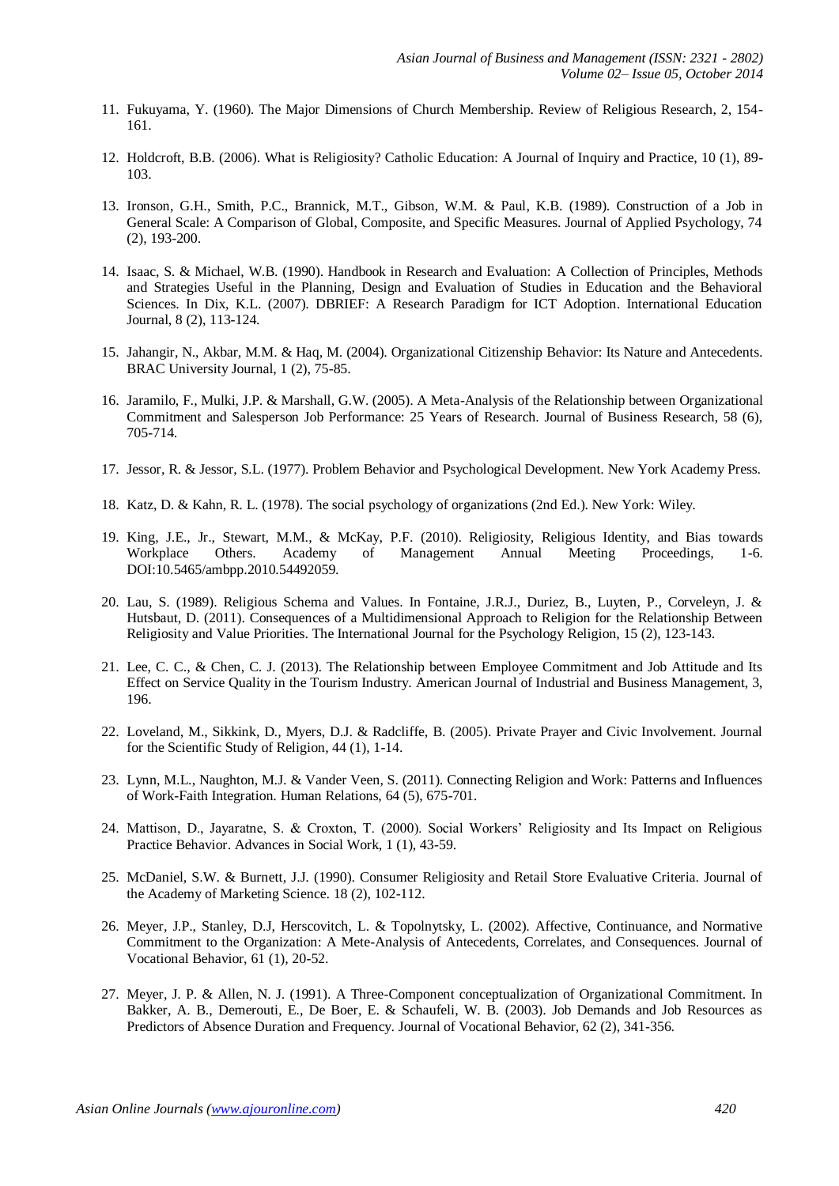11. Fukuyama, Y. (1960). The Major Dimensions of Church Membership. Review of Religious Research, 2, 154-161.

12. Holdcroft, B.B. (2006). What is Religiosity? Catholic Education: A Journal of Inquiry and Practice, 10 (1), 89-103.

13. Ironson, G.H., Smith, P.C., Brannick, M.T., Gibson, W.M. & Paul, K.B. (1989). Construction of a Job in General Scale: A Comparison of Global, Composite, and Specific Measures. Journal of Applied Psychology, 74 (2), 193-200.

14. Isaac, S. & Michael, W.B. (1990). Handbook in Research and Evaluation: A Collection of Principles, Methods and Strategies Useful in the Planning, Design and Evaluation of Studies in Education and the Behavioral Sciences. In Dix, K.L. (2007). DBRIEF: A Research Paradigm for ICT Adoption. International Education Journal, 8 (2), 113-124.

15. Jahangir, N., Akbar, M.M. & Haq, M. (2004). Organizational Citizenship Behavior: Its Nature and Antecedents. BRAC University Journal, 1 (2), 75-85.

16. Jaramilo, F., Mulki, J.P. & Marshall, G.W. (2005). A Meta-Analysis of the Relationship between Organizational Commitment and Salesperson Job Performance: 25 Years of Research. Journal of Business Research, 58 (6), 705-714.

17. Jessor, R. & Jessor, S.L. (1977). Problem Behavior and Psychological Development. New York Academy Press.

18. Katz, D. & Kahn, R. L. (1978). The social psychology of organizations (2nd Ed.). New York: Wiley.

19. King, J.E., Jr., Stewart, M.M., & McKay, P.F. (2010). Religiosity, Religious Identity, and Bias towards Workplace Others. Academy of Management Annual Meeting Proceedings, 1-6. DOI:10.5465/ambpp.2010.54492059.

20. Lau, S. (1989). Religious Schema and Values. In Fontaine, J.R.J., Duriez, B., Luyten, P., Corveleyn, J. & Hutsbaut, D. (2011). Consequences of a Multidimensional Approach to Religion for the Relationship Between Religiosity and Value Priorities. The International Journal for the Psychology Religion, 15 (2), 123-143.

21. Lee, C. C., & Chen, C. J. (2013). The Relationship between Employee Commitment and Job Attitude and Its Effect on Service Quality in the Tourism Industry. American Journal of Industrial and Business Management, 3, 196.

22. Loveland, M., Sikkink, D., Myers, D.J. & Radcliffe, B. (2005). Private Prayer and Civic Involvement. Journal for the Scientific Study of Religion, 44 (1), 1-14.

23. Lynn, M.L., Naughton, M.J. & Vander Veen, S. (2011). Connecting Religion and Work: Patterns and Influences of Work-Faith Integration. Human Relations, 64 (5), 675-701.

24. Mattison, D., Jayaratne, S. & Croxton, T. (2000). Social Workers' Religiosity and Its Impact on Religious Practice Behavior. Advances in Social Work, 1 (1), 43-59.

25. McDaniel, S.W. & Burnett, J.J. (1990). Consumer Religiosity and Retail Store Evaluative Criteria. Journal of the Academy of Marketing Science. 18 (2), 102-112.

26. Meyer, J.P., Stanley, D.J, Herscovitch, L. & Topolnytsky, L. (2002). Affective, Continuance, and Normative Commitment to the Organization: A Mete-Analysis of Antecedents, Correlates, and Consequences. Journal of Vocational Behavior, 61 (1), 20-52.

27. Meyer, J. P. & Allen, N. J. (1991). A Three-Component conceptualization of Organizational Commitment. In Bakker, A. B., Demerouti, E., De Boer, E. & Schaufeli, W. B. (2003). Job Demands and Job Resources as Predictors of Absence Duration and Frequency. Journal of Vocational Behavior, 62 (2), 341-356.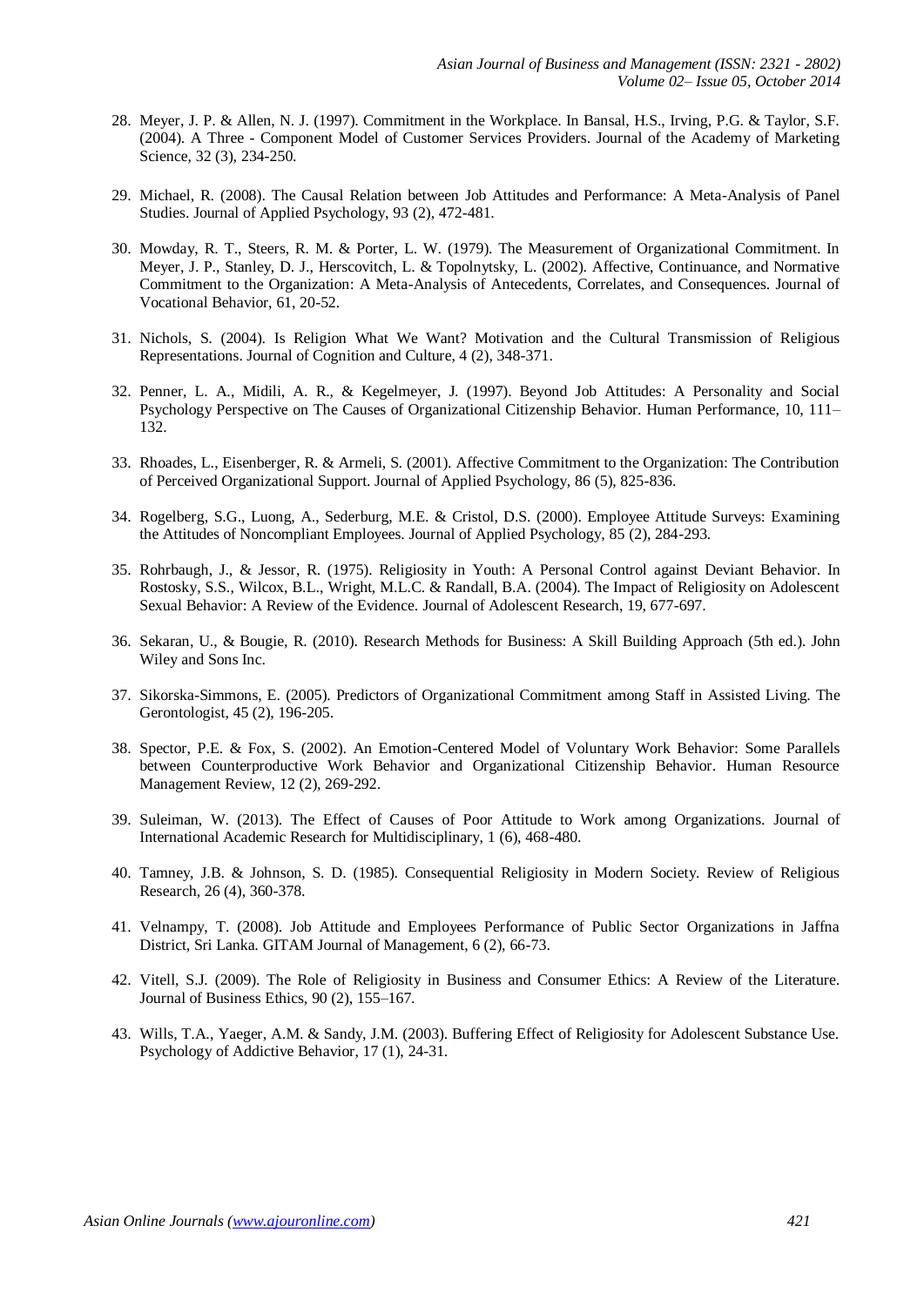28. Meyer, J. P. & Allen, N. J. (1997). Commitment in the Workplace. In Bansal, H.S., Irving, P.G. & Taylor, S.F. (2004). A Three - Component Model of Customer Services Providers. Journal of the Academy of Marketing Science, 32 (3), 234-250.

29. Michael, R. (2008). The Causal Relation between Job Attitudes and Performance: A Meta-Analysis of Panel Studies. Journal of Applied Psychology, 93 (2), 472-481.

30. Mowday, R. T., Steers, R. M. & Porter, L. W. (1979). The Measurement of Organizational Commitment. In Meyer, J. P., Stanley, D. J., Herscovitch, L. & Topolnytsky, L. (2002). Affective, Continuance, and Normative Commitment to the Organization: A Meta-Analysis of Antecedents, Correlates, and Consequences. Journal of Vocational Behavior, 61, 20-52.

31. Nichols, S. (2004). Is Religion What We Want? Motivation and the Cultural Transmission of Religious Representations. Journal of Cognition and Culture, 4 (2), 348-371.

32. Penner, L. A., Midili, A. R., & Kegelmeyer, J. (1997). Beyond Job Attitudes: A Personality and Social Psychology Perspective on The Causes of Organizational Citizenship Behavior. Human Performance, 10, 111–132.

33. Rhoades, L., Eisenberger, R. & Armeli, S. (2001). Affective Commitment to the Organization: The Contribution of Perceived Organizational Support. Journal of Applied Psychology, 86 (5), 825-836.

34. Rogelberg, S.G., Luong, A., Sederburg, M.E. & Cristol, D.S. (2000). Employee Attitude Surveys: Examining the Attitudes of Noncompliant Employees. Journal of Applied Psychology, 85 (2), 284-293.

35. Rohrbaugh, J., & Jessor, R. (1975). Religiosity in Youth: A Personal Control against Deviant Behavior. In Rostosky, S.S., Wilcox, B.L., Wright, M.L.C. & Randall, B.A. (2004). The Impact of Religiosity on Adolescent Sexual Behavior: A Review of the Evidence. Journal of Adolescent Research, 19, 677-697.

36. Sekaran, U., & Bougie, R. (2010). Research Methods for Business: A Skill Building Approach (5th ed.). John Wiley and Sons Inc.

37. Sikorska-Simmons, E. (2005). Predictors of Organizational Commitment among Staff in Assisted Living. The Gerontologist, 45 (2), 196-205.

38. Spector, P.E. & Fox, S. (2002). An Emotion-Centered Model of Voluntary Work Behavior: Some Parallels between Counterproductive Work Behavior and Organizational Citizenship Behavior. Human Resource Management Review, 12 (2), 269-292.

39. Suleiman, W. (2013). The Effect of Causes of Poor Attitude to Work among Organizations. Journal of International Academic Research for Multidisciplinary, 1 (6), 468-480.

40. Tamney, J.B. & Johnson, S. D. (1985). Consequential Religiosity in Modern Society. Review of Religious Research, 26 (4), 360-378.

41. Velnampy, T. (2008). Job Attitude and Employees Performance of Public Sector Organizations in Jaffna District, Sri Lanka. GITAM Journal of Management, 6 (2), 66-73.

42. Vitell, S.J. (2009). The Role of Religiosity in Business and Consumer Ethics: A Review of the Literature. Journal of Business Ethics, 90 (2), 155–167.

43. Wills, T.A., Yaeger, A.M. & Sandy, J.M. (2003). Buffering Effect of Religiosity for Adolescent Substance Use. Psychology of Addictive Behavior, 17 (1), 24-31.